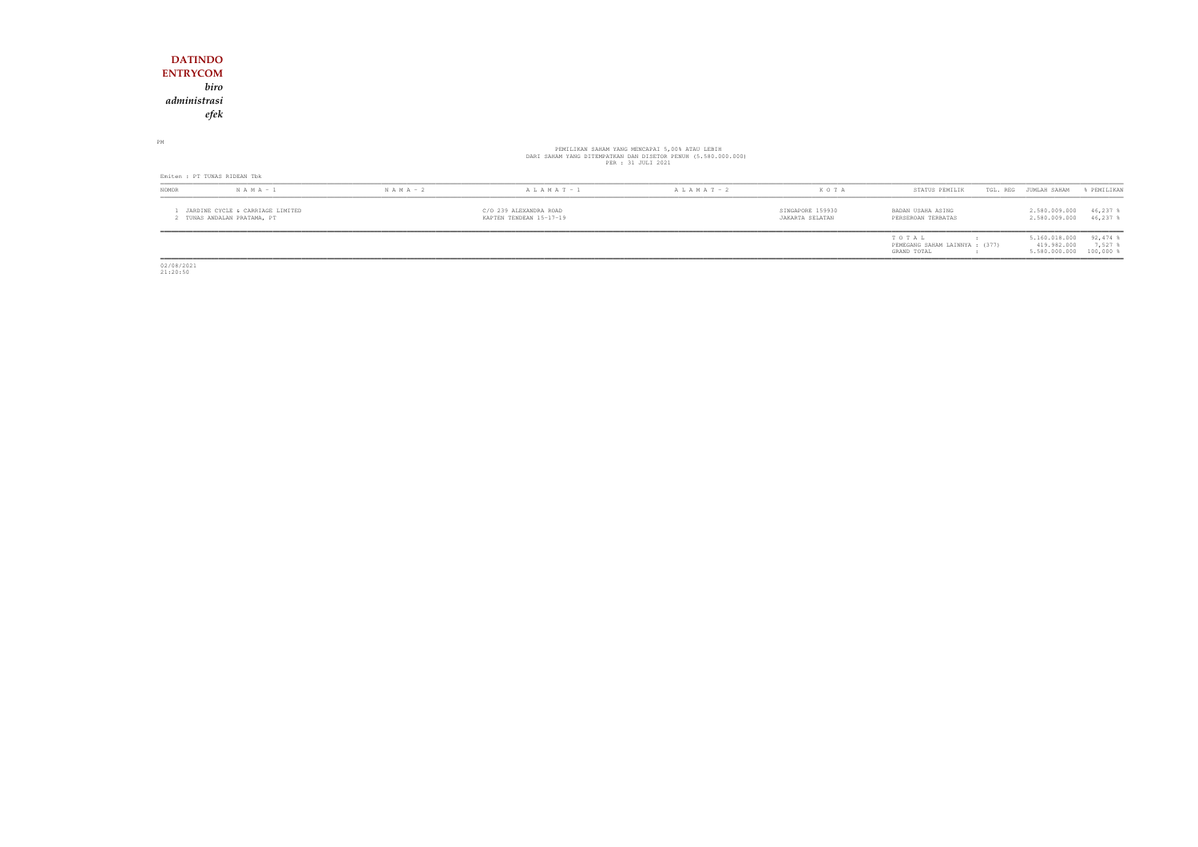**DATINDO**
**ENTRYCOM**
***biro***
***administrasi***
***efek***

PM

PEMILIKAN SAHAM YANG MENCAPAI 5,00% ATAU LEBIH
DARI SAHAM YANG DITEMPATKAN DAN DISETOR PENUH (5.580.000.000)
PER : 31 JULI 2021

Emiten : PT TUNAS RIDEAN Tbk

| NOMOR | N A M A - 1 | N A M A - 2 | A L A M A T - 1 | A L A M A T - 2 | K O T A | STATUS PEMILIK | TGL. REG | JUMLAH SAHAM | % PEMILIKAN |
|---|---|---|---|---|---|---|---|---|---|
| 1 | JARDINE CYCLE & CARRIAGE LIMITED | | C/O 239 ALEXANDRA ROAD | | SINGAPORE 159930 | BADAN USAHA ASING | | 2.580.009.000 | 46,237 % |
| 2 | TUNAS ANDALAN PRATAMA, PT | | KAPTEN TENDEAN 15-17-19 | | JAKARTA SELATAN | PERSEROAN TERBATAS | | 2.580.009.000 | 46,237 % |
| | | | | | | T O T A L : | | 5.160.018.000 | 92,474 % |
| | | | | | | PEMEGANG SAHAM LAINNYA : (377) | | 419.982.000 | 7,527 % |
| | | | | | | GRAND TOTAL : | | 5.580.000.000 | 100,000 % |

02/08/2021
21:20:50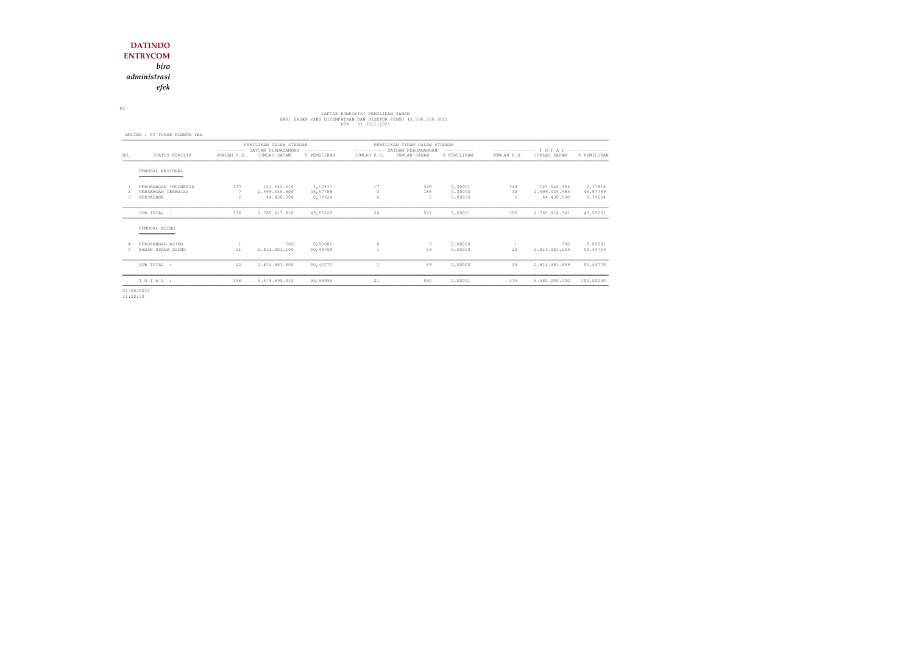**DATINDO**
**ENTRYCOM**
***biro***
***administrasi***
***efek***

P2

DAFTAR KOMPOSISI PEMILIKAN SAHAM
DARI SAHAM YANG DITEMPATKAN DAN DISETOR PENUH (5.580.000.000)
PER : 31 JULI 2021

EMITEN : PT TUNAS RIDEAN Tbk

| NO. | STATUS PEMILIK | PEMILIKAN DALAM STANDAR SATUAN PERDAGANGAN | | | PEMILIKAN TIDAK DALAM STANDAR SATUAN PERDAGANGAN | | | T O T A L | | |
|---|---|---|---|---|---|---|---|---|---|---|
| | | JUMLAH P.S. | JUMLAH SAHAM | % PEMILIKAN | JUMLAH P.S. | JUMLAH SAHAM | % PEMILIKAN | JUMLAH P.S. | JUMLAH SAHAM | % PEMILIKAN |
| | PEMODAL NASIONAL | | | | | | | | | |
| 1 | PERORANGAN INDONESIA | 327 | 121.542.010 | 2,17817 | 17 | 346 | 0,00001 | 344 | 121.542.356 | 2,17818 |
| 2 | PERSEROAN TERBATAS | 7 | 2.599.045.800 | 46,57788 | 3 | 185 | 0,00000 | 10 | 2.599.045.985 | 46,57789 |
| 3 | REKSADANA | 2 | 44.430.000 | 0,79624 | 0 | 0 | 0,00000 | 2 | 44.430.000 | 0,79624 |
| | SUB TOTAL : | 336 | 2.765.017.810 | 49,55229 | 20 | 531 | 0,00001 | 356 | 2.765.018.341 | 49,55231 |
| | PEMODAL ASING | | | | | | | | | |
| 4 | PERORANGAN ASING | 1 | 500 | 0,00001 | 0 | 0 | 0,00000 | 1 | 500 | 0,00001 |
| 5 | BADAN USAHA ASING | 21 | 2.814.981.100 | 50,44769 | 1 | 59 | 0,00000 | 22 | 2.814.981.159 | 50,44769 |
| | SUB TOTAL : | 22 | 2.814.981.600 | 50,44770 | 1 | 59 | 0,00000 | 23 | 2.814.981.659 | 50,44770 |
| | T O T A L : | 358 | 5.579.999.410 | 99,99999 | 21 | 590 | 0,00001 | 379 | 5.580.000.000 | 100,00000 |

02/08/2021
21:20:50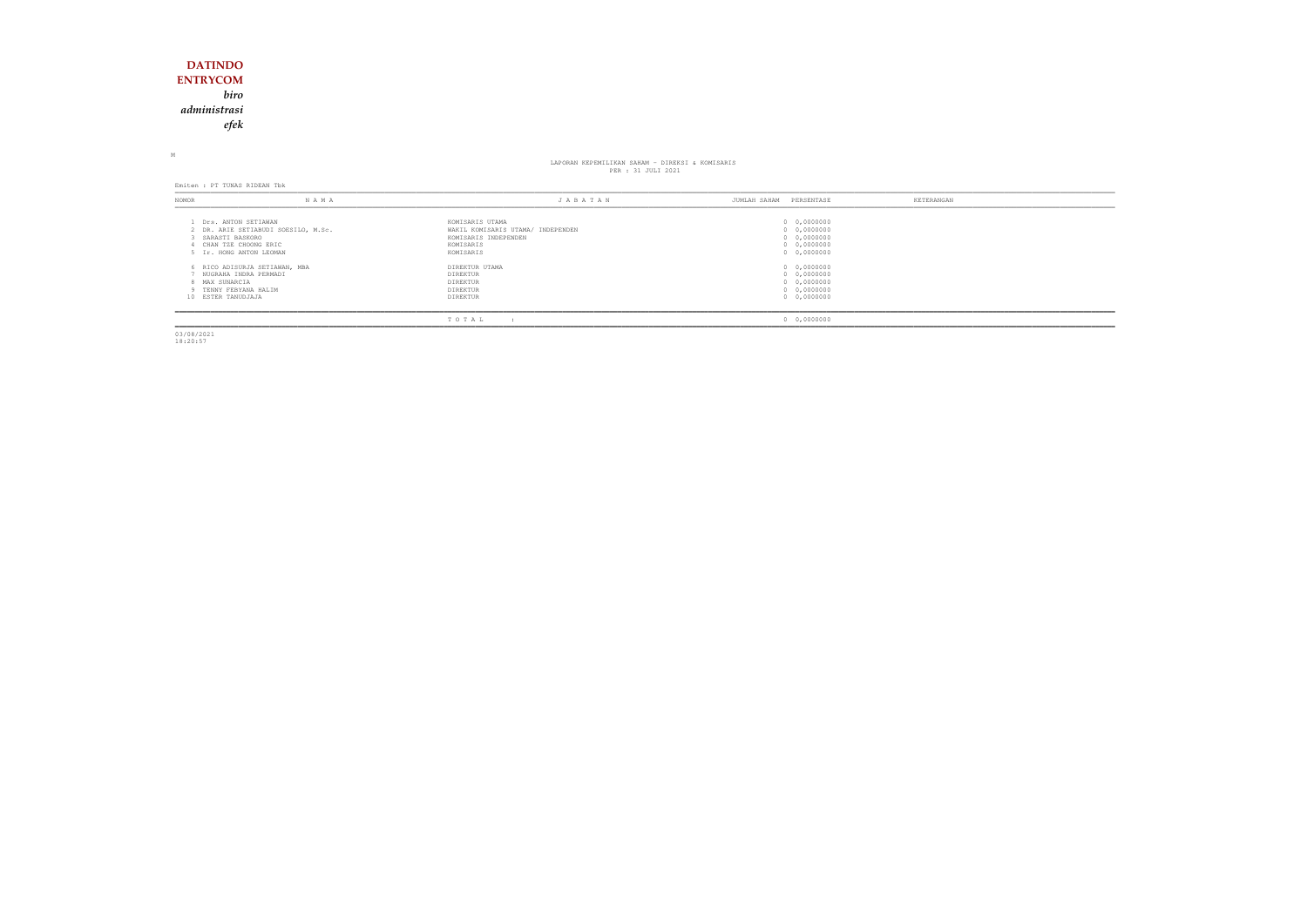**DATINDO ENTRYCOM**

*biro administrasi efek*

M

LAPORAN KEPEMILIKAN SAHAM - DIREKSI & KOMISARIS
PER : 31 JULI 2021

Emiten : PT TUNAS RIDEAN Tbk

| NOMOR | N A M A | J A B A T A N | JUMLAH SAHAM | PERSENTASE | KETERANGAN |
|---|---|---|---|---|---|
| 1 | Drs. ANTON SETIAWAN | KOMISARIS UTAMA | 0 | 0,0000000 | |
| 2 | DR. ARIE SETIABUDI SOESILO, M.Sc. | WAKIL KOMISARIS UTAMA/ INDEPENDEN | 0 | 0,0000000 | |
| 3 | SARASTI BASKORO | KOMISARIS INDEPENDEN | 0 | 0,0000000 | |
| 4 | CHAN TZE CHOONG ERIC | KOMISARIS | 0 | 0,0000000 | |
| 5 | Ir. HONG ANTON LEOMAN | KOMISARIS | 0 | 0,0000000 | |
| 6 | RICO ADISURJA SETIAWAN, MBA | DIREKTUR UTAMA | 0 | 0,0000000 | |
| 7 | NUGRAHA INDRA PERMADI | DIREKTUR | 0 | 0,0000000 | |
| 8 | MAX SUNARCIA | DIREKTUR | 0 | 0,0000000 | |
| 9 | TENNY FEBYANA HALIM | DIREKTUR | 0 | 0,0000000 | |
| 10 | ESTER TANUDJAJA | DIREKTUR | 0 | 0,0000000 | |
| | | T O T A L : | 0 | 0,0000000 | |

03/08/2021
18:20:57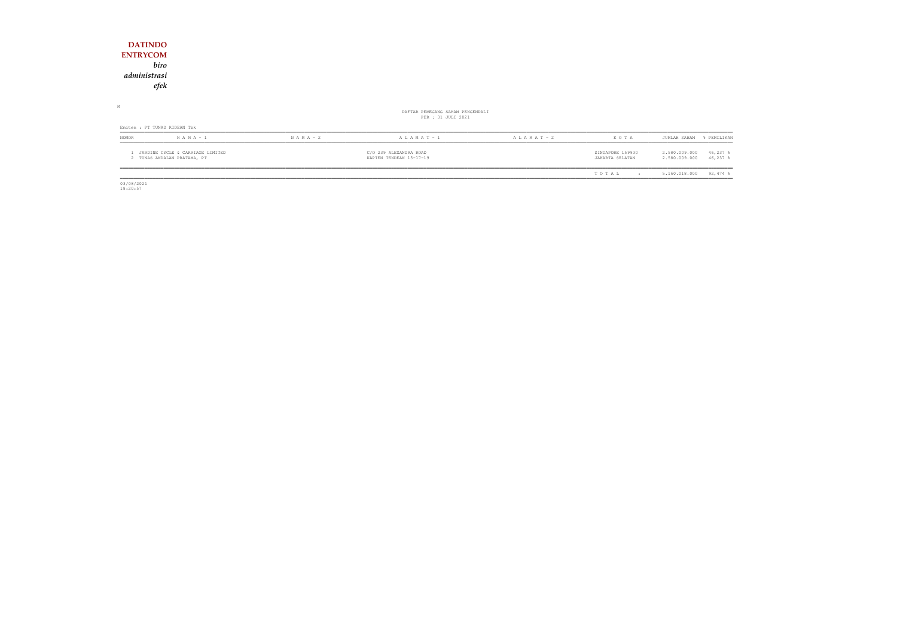**DATINDO**
**ENTRYCOM**
***biro administrasi efek***

M

DAFTAR PEMEGANG SAHAM PENGENDALI
PER : 31 JULI 2021

Emiten : PT TUNAS RIDEAN Tbk

| NOMOR | N A M A - 1 | N A M A - 2 | A L A M A T - 1 | A L A M A T - 2 | K O T A | JUMLAH SAHAM | % PEMILIKAN |
|---|---|---|---|---|---|---|---|
| 1 | JARDINE CYCLE & CARRIAGE LIMITED | | C/O 239 ALEXANDRA ROAD | | SINGAPORE 159930 | 2.580.009.000 | 46,237 % |
| 2 | TUNAS ANDALAN PRATAMA, PT | | KAPTEN TENDEAN 15-17-19 | | JAKARTA SELATAN | 2.580.009.000 | 46,237 % |
| | | | | | T O T A L : | 5.160.018.000 | 92,474 % |

03/08/2021
18:20:57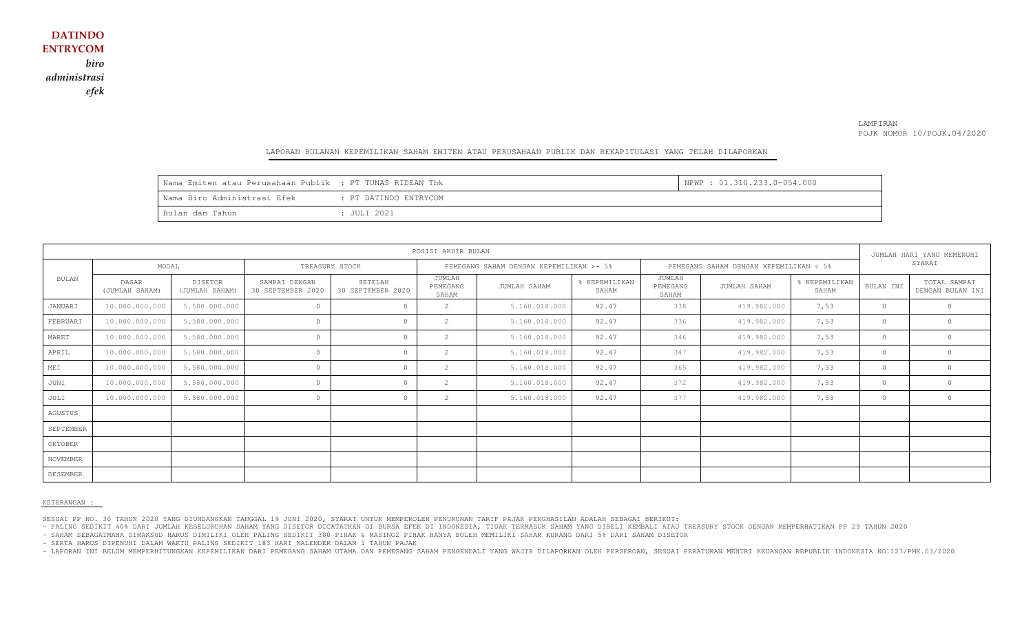**DATINDO ENTRYCOM**
*biro administrasi efek*

LAMPIRAN
POJK NOMOR 10/POJK.04/2020

LAPORAN BULANAN KEPEMILIKAN SAHAM EMITEN ATAU PERUSAHAAN PUBLIK DAN REKAPITULASI YANG TELAH DILAPORKAN

| | |
|---|---|
| Nama Emiten atau Perusahaan Publik : PT TUNAS RIDEAN Tbk | NPWP : 01.310.233.0-054.000 |
| Nama Biro Administrasi Efek : PT DATINDO ENTRYCOM | |
| Bulan dan Tahun : JULI 2021 | |

| BULAN | POSISI AKHIR BULAN | | | | | | | | | | JUMLAH HARI YANG MEMENUHI SYARAT | |
|---|---|---|---|---|---|---|---|---|---|---|---|---|
| | MODAL | | TREASURY STOCK | | PEMEGANG SAHAM DENGAN KEPEMILIKAN >= 5% | | | PEMEGANG SAHAM DENGAN KEPEMILIKAN < 5% | | | | |
| | DASAR (JUMLAH SAHAM) | DISETOR (JUMLAH SAHAM) | SAMPAI DENGAN 30 SEPTEMBER 2020 | SETELAH 30 SEPTEMBER 2020 | JUMLAH PEMEGANG SAHAM | JUMLAH SAHAM | % KEPEMILIKAN SAHAM | JUMLAH PEMEGANG SAHAM | JUMLAH SAHAM | % KEPEMILIKAN SAHAM | BULAN INI | TOTAL SAMPAI DENGAN BULAN INI |
| JANUARI | 10.000.000.000 | 5.580.000.000 | 0 | 0 | 2 | 5.160.018.000 | 92.47 | 338 | 419.982.000 | 7,53 | 0 | 0 |
| FEBRUARI | 10.000.000.000 | 5.580.000.000 | 0 | 0 | 2 | 5.160.018.000 | 92.47 | 336 | 419.982.000 | 7,53 | 0 | 0 |
| MARET | 10.000.000.000 | 5.580.000.000 | 0 | 0 | 2 | 5.160.018.000 | 92.47 | 346 | 419.982.000 | 7,53 | 0 | 0 |
| APRIL | 10.000.000.000 | 5.580.000.000 | 0 | 0 | 2 | 5.160.018.000 | 92.47 | 347 | 419.982.000 | 7,53 | 0 | 0 |
| MEI | 10.000.000.000 | 5.580.000.000 | 0 | 0 | 2 | 5.160.018.000 | 92.47 | 365 | 419.982.000 | 7,53 | 0 | 0 |
| JUNI | 10.000.000.000 | 5.580.000.000 | 0 | 0 | 2 | 5.160.018.000 | 92.47 | 372 | 419.982.000 | 7,53 | 0 | 0 |
| JULI | 10.000.000.000 | 5.580.000.000 | 0 | 0 | 2 | 5.160.018.000 | 92.47 | 377 | 419.982.000 | 7,53 | 0 | 0 |
| AGUSTUS | | | | | | | | | | | | |
| SEPTEMBER | | | | | | | | | | | | |
| OKTOBER | | | | | | | | | | | | |
| NOVEMBER | | | | | | | | | | | | |
| DESEMBER | | | | | | | | | | | | |

KETERANGAN :

SESUAI PP NO. 30 TAHUN 2020 YANG DIUNDANGKAN TANGGAL 19 JUNI 2020, SYARAT UNTUK MEMPEROLEH PENURUNAN TARIF PAJAK PENGHASILAN ADALAH SEBAGAI BERIKUT:

- PALING SEDIKIT 40% DARI JUMLAH KESELURUHAN SAHAM YANG DISETOR DICATATKAN DI BURSA EFEK DI INDONESIA, TIDAK TERMASUK SAHAM YANG DIBELI KEMBALI ATAU TREASURY STOCK DENGAN MEMPERHATIKAN PP 29 TAHUN 2020
- SAHAM SEBAGAIMANA DIMAKSUD HARUS DIMILIKI OLEH PALING SEDIKIT 300 PIHAK & MASING2 PIHAK HANYA BOLEH MEMILIKI SAHAM KURANG DARI 5% DARI SAHAM DISETOR
- SERTA HARUS DIPENUHI DALAM WAKTU PALING SEDIKIT 183 HARI KALENDER DALAM 1 TAHUN PAJAK
- LAPORAN INI BELUM MEMPERHITUNGKAN KEPEMILIKAN DARI PEMEGANG SAHAM UTAMA DAN PEMEGANG SAHAM PENGENDALI YANG WAJIB DILAPORKAN OLEH PERSEROAN, SESUAI PERATURAN MENTRI KEUANGAN REPUBLIK INDONESIA NO.123/PMK.03/2020